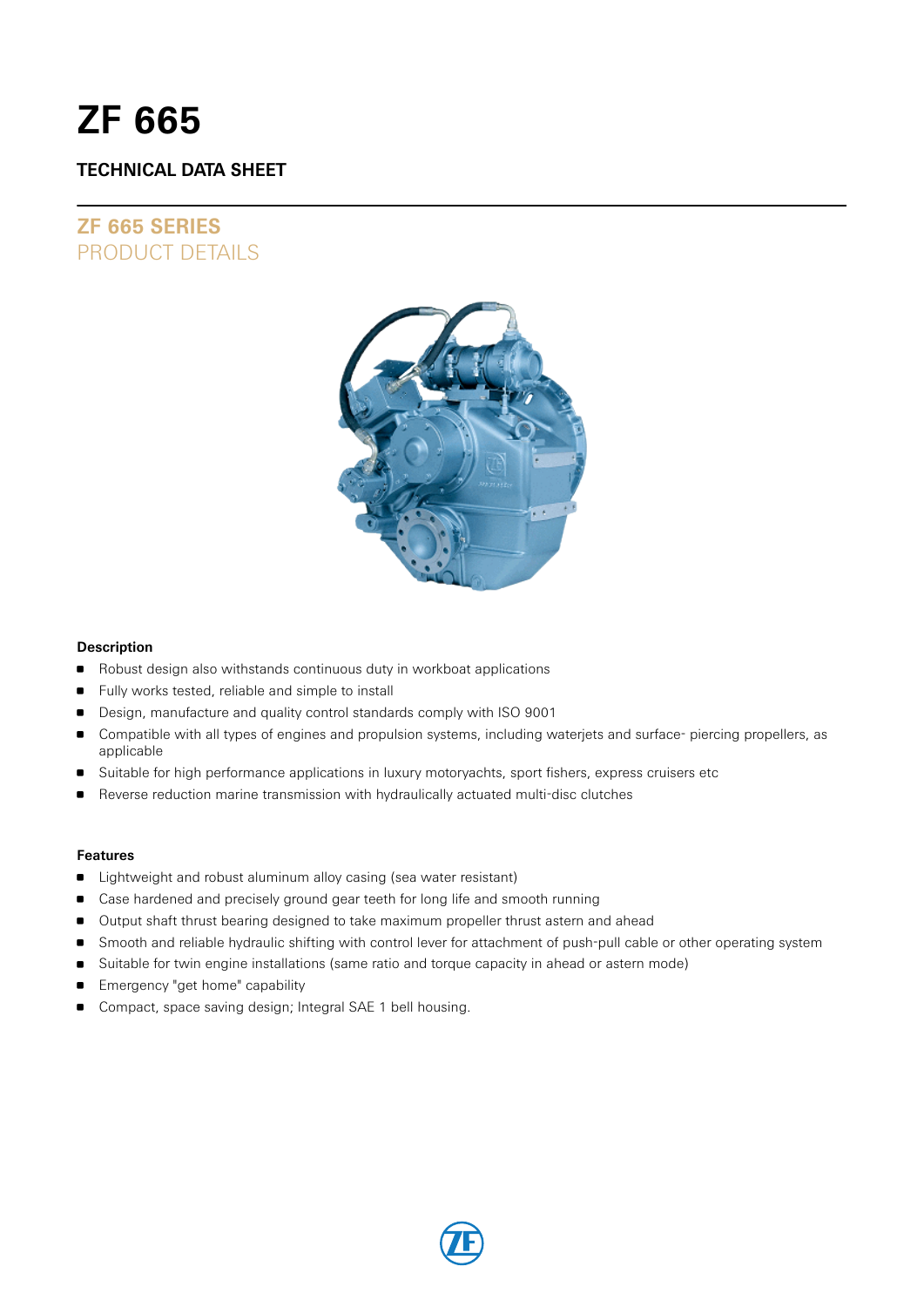# ZF 665

## TECHNICAL DATA SHEET

## ZF 665 SERIES
PRODUCT DETAILS

### Description

- Robust design also withstands continuous duty in workboat applications
- Fully works tested, reliable and simple to install
- Design, manufacture and quality control standards comply with ISO 9001
- Compatible with all types of engines and propulsion systems, including waterjets and surface- piercing propellers, as applicable
- Suitable for high performance applications in luxury motoryachts, sport fishers, express cruisers etc
- Reverse reduction marine transmission with hydraulically actuated multi-disc clutches

### Features

- Lightweight and robust aluminum alloy casing (sea water resistant)
- Case hardened and precisely ground gear teeth for long life and smooth running
- Output shaft thrust bearing designed to take maximum propeller thrust astern and ahead
- Smooth and reliable hydraulic shifting with control lever for attachment of push-pull cable or other operating system
- Suitable for twin engine installations (same ratio and torque capacity in ahead or astern mode)
- Emergency "get home" capability
- Compact, space saving design; Integral SAE 1 bell housing.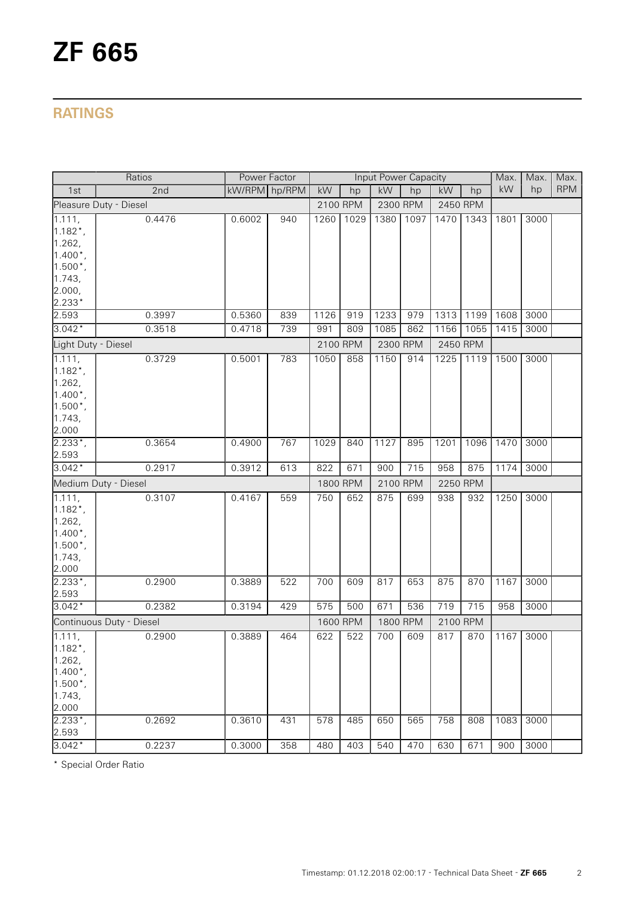# ZF 665

## RATINGS

| Ratios | | Power Factor | | Input Power Capacity | | | | | | Max. | Max. | Max. |
|---|---|---|---|---|---|---|---|---|---|---|---|---|
| 1st | 2nd | kW/RPM | hp/RPM | kW | hp | kW | hp | kW | hp | kW | hp | RPM |
| Pleasure Duty - Diesel | | | | 2100 RPM | | 2300 RPM | | 2450 RPM | | | | |
| 1.111, 1.182*, 1.262, 1.400*, 1.500*, 1.743, 2.000, 2.233* | 0.4476 | 0.6002 | 940 | 1260 | 1029 | 1380 | 1097 | 1470 | 1343 | 1801 | 3000 | |
| 2.593 | 0.3997 | 0.5360 | 839 | 1126 | 919 | 1233 | 979 | 1313 | 1199 | 1608 | 3000 | |
| 3.042* | 0.3518 | 0.4718 | 739 | 991 | 809 | 1085 | 862 | 1156 | 1055 | 1415 | 3000 | |
| Light Duty - Diesel | | | | 2100 RPM | | 2300 RPM | | 2450 RPM | | | | |
| 1.111, 1.182*, 1.262, 1.400*, 1.500*, 1.743, 2.000 | 0.3729 | 0.5001 | 783 | 1050 | 858 | 1150 | 914 | 1225 | 1119 | 1500 | 3000 | |
| 2.233*, 2.593 | 0.3654 | 0.4900 | 767 | 1029 | 840 | 1127 | 895 | 1201 | 1096 | 1470 | 3000 | |
| 3.042* | 0.2917 | 0.3912 | 613 | 822 | 671 | 900 | 715 | 958 | 875 | 1174 | 3000 | |
| Medium Duty - Diesel | | | | 1800 RPM | | 2100 RPM | | 2250 RPM | | | | |
| 1.111, 1.182*, 1.262, 1.400*, 1.500*, 1.743, 2.000 | 0.3107 | 0.4167 | 559 | 750 | 652 | 875 | 699 | 938 | 932 | 1250 | 3000 | |
| 2.233*, 2.593 | 0.2900 | 0.3889 | 522 | 700 | 609 | 817 | 653 | 875 | 870 | 1167 | 3000 | |
| 3.042* | 0.2382 | 0.3194 | 429 | 575 | 500 | 671 | 536 | 719 | 715 | 958 | 3000 | |
| Continuous Duty - Diesel | | | | 1600 RPM | | 1800 RPM | | 2100 RPM | | | | |
| 1.111, 1.182*, 1.262, 1.400*, 1.500*, 1.743, 2.000 | 0.2900 | 0.3889 | 464 | 622 | 522 | 700 | 609 | 817 | 870 | 1167 | 3000 | |
| 2.233*, 2.593 | 0.2692 | 0.3610 | 431 | 578 | 485 | 650 | 565 | 758 | 808 | 1083 | 3000 | |
| 3.042* | 0.2237 | 0.3000 | 358 | 480 | 403 | 540 | 470 | 630 | 671 | 900 | 3000 | |

* Special Order Ratio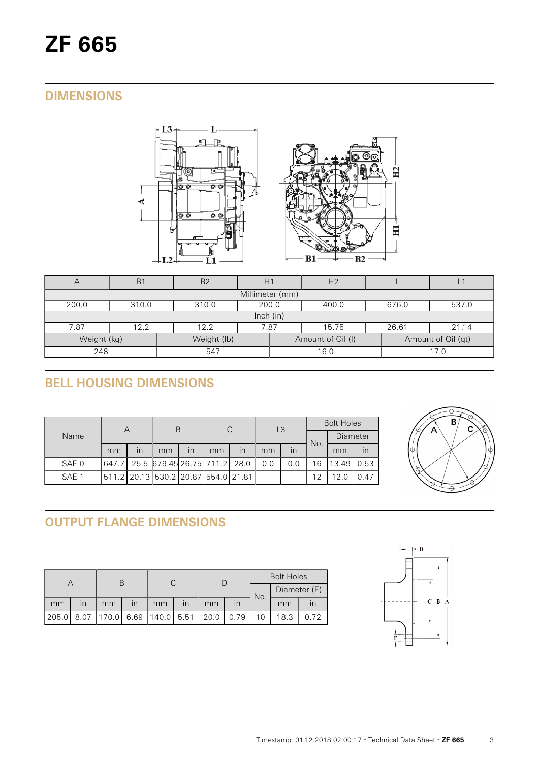# ZF 665

## DIMENSIONS

| A | B1 | B2 | H1 | H2 | L | L1 |
|---|---|---|---|---|---|---|
| Millimeter (mm) | | | | | | |
| 200.0 | 310.0 | 310.0 | 200.0 | 400.0 | 676.0 | 537.0 |
| Inch (in) | | | | | | |
| 7.87 | 12.2 | 12.2 | 7.87 | 15.75 | 26.61 | 21.14 |

| Weight (kg) | Weight (lb) | Amount of Oil (l) | Amount of Oil (qt) |
|---|---|---|---|
| 248 | 547 | 16.0 | 17.0 |

## BELL HOUSING DIMENSIONS

| Name | A | | B | | C | | L3 | | Bolt Holes | | |
|---|---|---|---|---|---|---|---|---|---|---|---|
| | | | | | | | | | No. | Diameter | |
| | mm | in | mm | in | mm | in | mm | in | | mm | in |
| SAE 0 | 647.7 | 25.5 | 679.45 | 26.75 | 711.2 | 28.0 | 0.0 | 0.0 | 16 | 13.49 | 0.53 |
| SAE 1 | 511.2 | 20.13 | 530.2 | 20.87 | 554.0 | 21.81 | | | 12 | 12.0 | 0.47 |

## OUTPUT FLANGE DIMENSIONS

| A | | B | | C | | D | | Bolt Holes | | |
|---|---|---|---|---|---|---|---|---|---|---|
| | | | | | | | | No. | Diameter (E) | |
| mm | in | mm | in | mm | in | mm | in | | mm | in |
| 205.0 | 8.07 | 170.0 | 6.69 | 140.0 | 5.51 | 20.0 | 0.79 | 10 | 18.3 | 0.72 |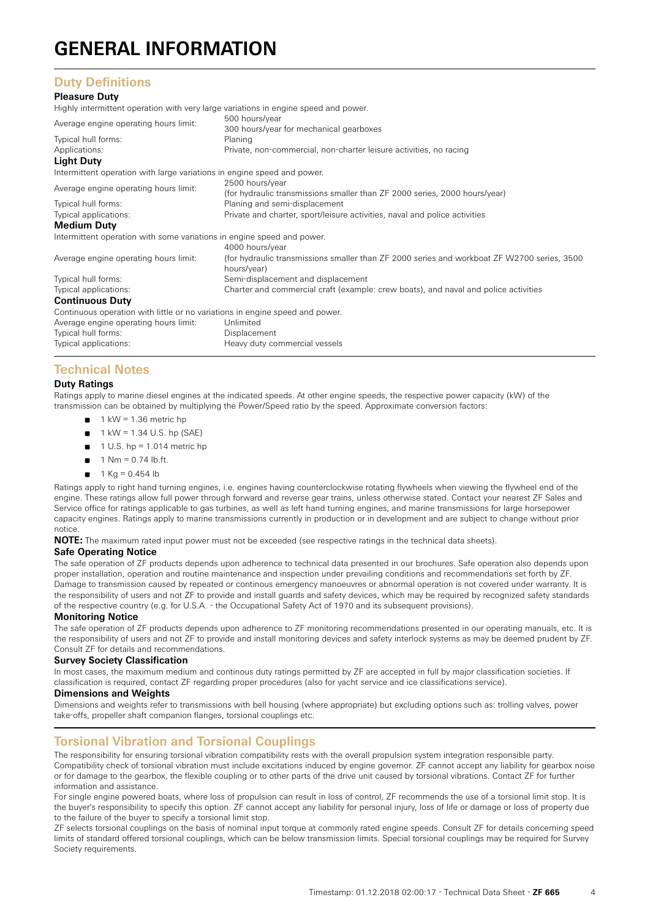# GENERAL INFORMATION

## Duty Definitions

### Pleasure Duty

Highly intermittent operation with very large variations in engine speed and power.

| | |
|---|---|
| Average engine operating hours limit: | 500 hours/year<br>300 hours/year for mechanical gearboxes |
| Typical hull forms: | Planing |
| Applications: | Private, non-commercial, non-charter leisure activities, no racing |

### Light Duty

Intermittent operation with large variations in engine speed and power.

| | |
|---|---|
| Average engine operating hours limit: | 2500 hours/year<br>(for hydraulic transmissions smaller than ZF 2000 series, 2000 hours/year) |
| Typical hull forms: | Planing and semi-displacement |
| Typical applications: | Private and charter, sport/leisure activities, naval and police activities |

### Medium Duty

Intermittent operation with some variations in engine speed and power.

| | |
|---|---|
| Average engine operating hours limit: | 4000 hours/year<br>(for hydraulic transmissions smaller than ZF 2000 series and workboat ZF W2700 series, 3500 hours/year) |
| Typical hull forms: | Semi-displacement and displacement |
| Typical applications: | Charter and commercial craft (example: crew boats), and naval and police activities |

### Continuous Duty

Continuous operation with little or no variations in engine speed and power.

| | |
|---|---|
| Average engine operating hours limit: | Unlimited |
| Typical hull forms: | Displacement |
| Typical applications: | Heavy duty commercial vessels |

## Technical Notes

### Duty Ratings

Ratings apply to marine diesel engines at the indicated speeds. At other engine speeds, the respective power capacity (kW) of the transmission can be obtained by multiplying the Power/Speed ratio by the speed. Approximate conversion factors:

- 1 kW = 1.36 metric hp
- 1 kW = 1.34 U.S. hp (SAE)
- 1 U.S. hp = 1.014 metric hp
- 1 Nm = 0.74 lb.ft.
- 1 Kg = 0.454 lb

Ratings apply to right hand turning engines, i.e. engines having counterclockwise rotating flywheels when viewing the flywheel end of the engine. These ratings allow full power through forward and reverse gear trains, unless otherwise stated. Contact your nearest ZF Sales and Service office for ratings applicable to gas turbines, as well as left hand turning engines, and marine transmissions for large horsepower capacity engines. Ratings apply to marine transmissions currently in production or in development and are subject to change without prior notice.

**NOTE:** The maximum rated input power must not be exceeded (see respective ratings in the technical data sheets).

### Safe Operating Notice

The safe operation of ZF products depends upon adherence to technical data presented in our brochures. Safe operation also depends upon proper installation, operation and routine maintenance and inspection under prevailing conditions and recommendations set forth by ZF. Damage to transmission caused by repeated or continous emergency manoeuvres or abnormal operation is not covered under warranty. It is the responsibility of users and not ZF to provide and install guards and safety devices, which may be required by recognized safety standards of the respective country (e.g. for U.S.A. - the Occupational Safety Act of 1970 and its subsequent provisions).

### Monitoring Notice

The safe operation of ZF products depends upon adherence to ZF monitoring recommendations presented in our operating manuals, etc. It is the responsibility of users and not ZF to provide and install monitoring devices and safety interlock systems as may be deemed prudent by ZF. Consult ZF for details and recommendations.

### Survey Society Classification

In most cases, the maximum medium and continous duty ratings permitted by ZF are accepted in full by major classification societies. If classification is required, contact ZF regarding proper procedures (also for yacht service and ice classifications service).

### Dimensions and Weights

Dimensions and weights refer to transmissions with bell housing (where appropriate) but excluding options such as: trolling valves, power take-offs, propeller shaft companion flanges, torsional couplings etc.

## Torsional Vibration and Torsional Couplings

The responsibility for ensuring torsional vibration compatibility rests with the overall propulsion system integration responsible party. Compatibility check of torsional vibration must include excitations induced by engine governor. ZF cannot accept any liability for gearbox noise or for damage to the gearbox, the flexible coupling or to other parts of the drive unit caused by torsional vibrations. Contact ZF for further information and assistance.

For single engine powered boats, where loss of propulsion can result in loss of control, ZF recommends the use of a torsional limit stop. It is the buyer's responsibility to specify this option. ZF cannot accept any liability for personal injury, loss of life or damage or loss of property due to the failure of the buyer to specify a torsional limit stop.

ZF selects torsional couplings on the basis of nominal input torque at commonly rated engine speeds. Consult ZF for details concerning speed limits of standard offered torsional couplings, which can be below transmission limits. Special torsional couplings may be required for Survey Society requirements.